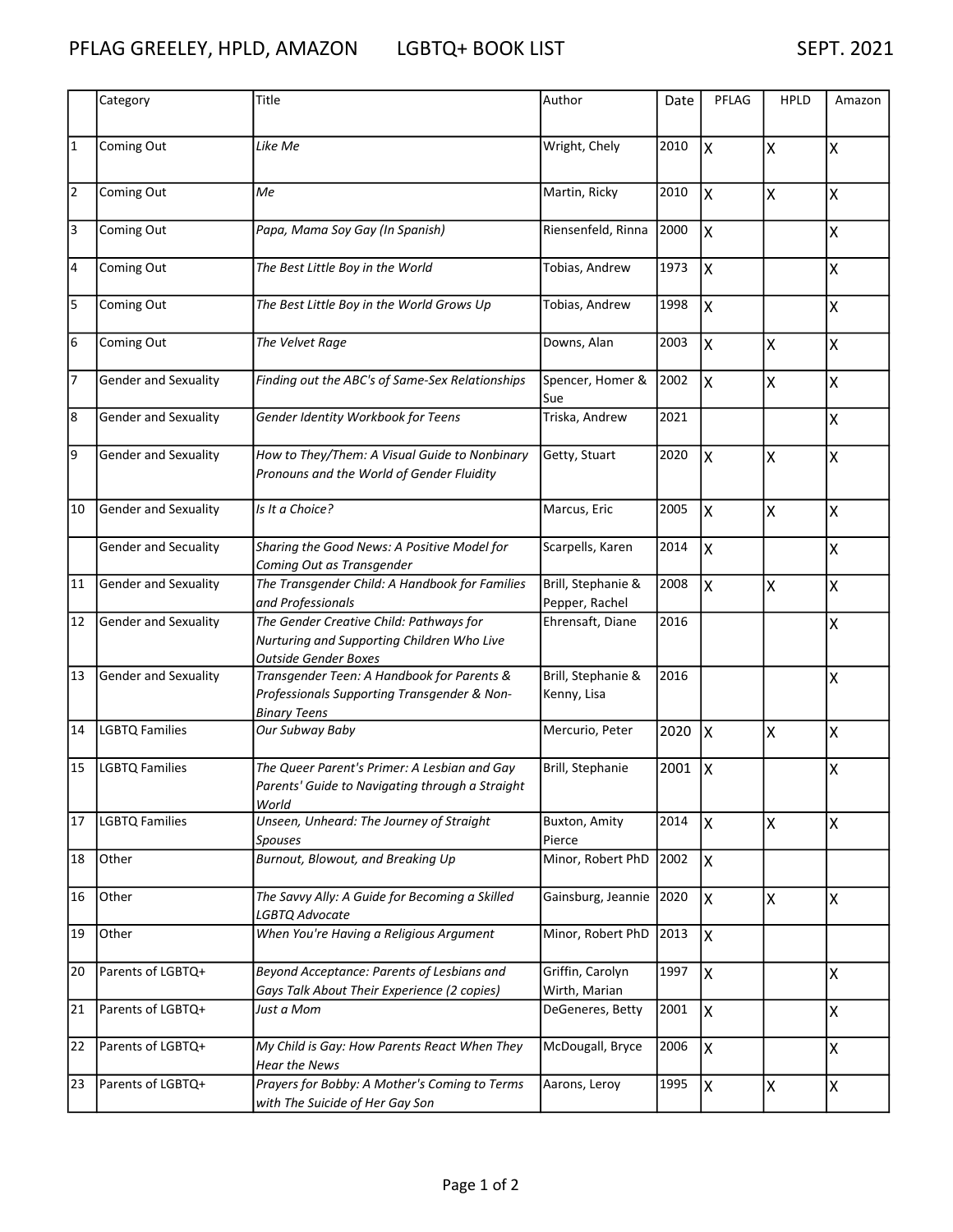# PFLAG GREELEY, HPLD, AMAZON LGBTQ+ BOOK LIST SEPT. 2021

| | Category | Title | Author | Date | PFLAG | HPLD | Amazon |
|---|---|---|---|---|---|---|---|
| 1 | Coming Out | *Like Me* | Wright, Chely | 2010 | X | X | X |
| 2 | Coming Out | *Me* | Martin, Ricky | 2010 | X | X | X |
| 3 | Coming Out | *Papa, Mama Soy Gay (In Spanish)* | Riensenfeld, Rinna | 2000 | X | | X |
| 4 | Coming Out | *The Best Little Boy in the World* | Tobias, Andrew | 1973 | X | | X |
| 5 | Coming Out | *The Best Little Boy in the World Grows Up* | Tobias, Andrew | 1998 | X | | X |
| 6 | Coming Out | *The Velvet Rage* | Downs, Alan | 2003 | X | X | X |
| 7 | Gender and Sexuality | *Finding out the ABC's of Same-Sex Relationships* | Spencer, Homer & Sue | 2002 | X | X | X |
| 8 | Gender and Sexuality | *Gender Identity Workbook for Teens* | Triska, Andrew | 2021 | | | X |
| 9 | Gender and Sexuality | *How to They/Them: A Visual Guide to Nonbinary Pronouns and the World of Gender Fluidity* | Getty, Stuart | 2020 | X | X | X |
| 10 | Gender and Sexuality | *Is It a Choice?* | Marcus, Eric | 2005 | X | X | X |
| | Gender and Secuality | *Sharing the Good News: A Positive Model for Coming Out as Transgender* | Scarpells, Karen | 2014 | X | | X |
| 11 | Gender and Sexuality | *The Transgender Child: A Handbook for Families and Professionals* | Brill, Stephanie & Pepper, Rachel | 2008 | X | X | X |
| 12 | Gender and Sexuality | *The Gender Creative Child: Pathways for Nurturing and Supporting Children Who Live Outside Gender Boxes* | Ehrensaft, Diane | 2016 | | | X |
| 13 | Gender and Sexuality | *Transgender Teen: A Handbook for Parents & Professionals Supporting Transgender & Non-Binary Teens* | Brill, Stephanie & Kenny, Lisa | 2016 | | | X |
| 14 | LGBTQ Families | *Our Subway Baby* | Mercurio, Peter | 2020 | X | X | X |
| 15 | LGBTQ Families | *The Queer Parent's Primer: A Lesbian and Gay Parents' Guide to Navigating through a Straight World* | Brill, Stephanie | 2001 | X | | X |
| 17 | LGBTQ Families | *Unseen, Unheard: The Journey of Straight Spouses* | Buxton, Amity Pierce | 2014 | X | X | X |
| 18 | Other | *Burnout, Blowout, and Breaking Up* | Minor, Robert PhD | 2002 | X | | |
| 16 | Other | *The Savvy Ally: A Guide for Becoming a Skilled LGBTQ Advocate* | Gainsburg, Jeannie | 2020 | X | X | X |
| 19 | Other | *When You're Having a Religious Argument* | Minor, Robert PhD | 2013 | X | | |
| 20 | Parents of LGBTQ+ | *Beyond Acceptance: Parents of Lesbians and Gays Talk About Their Experience (2 copies)* | Griffin, Carolyn Wirth, Marian | 1997 | X | | X |
| 21 | Parents of LGBTQ+ | *Just a Mom* | DeGeneres, Betty | 2001 | X | | X |
| 22 | Parents of LGBTQ+ | *My Child is Gay: How Parents React When They Hear the News* | McDougall, Bryce | 2006 | X | | X |
| 23 | Parents of LGBTQ+ | *Prayers for Bobby: A Mother's Coming to Terms with The Suicide of Her Gay Son* | Aarons, Leroy | 1995 | X | X | X |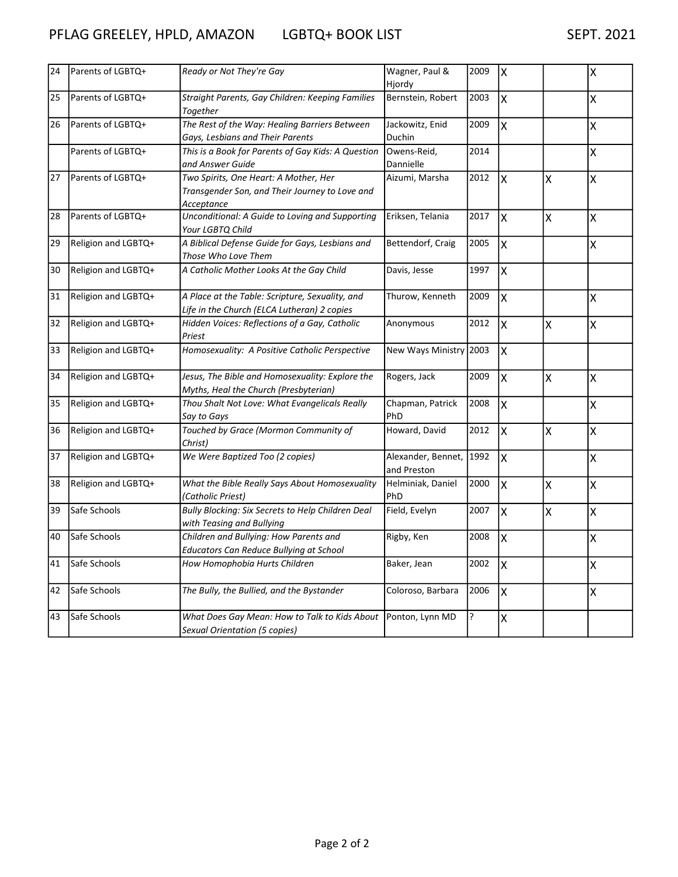| | | | | | | | |
|---|---|---|---|---|---|---|---|
| 24 | Parents of LGBTQ+ | *Ready or Not They're Gay* | Wagner, Paul & Hjordy | 2009 | X | | X |
| 25 | Parents of LGBTQ+ | *Straight Parents, Gay Children: Keeping Families Together* | Bernstein, Robert | 2003 | X | | X |
| 26 | Parents of LGBTQ+ | *The Rest of the Way: Healing Barriers Between Gays, Lesbians and Their Parents* | Jackowitz, Enid Duchin | 2009 | X | | X |
| | Parents of LGBTQ+ | *This is a Book for Parents of Gay Kids: A Question and Answer Guide* | Owens-Reid, Dannielle | 2014 | | | X |
| 27 | Parents of LGBTQ+ | *Two Spirits, One Heart: A Mother, Her Transgender Son, and Their Journey to Love and Acceptance* | Aizumi, Marsha | 2012 | X | X | X |
| 28 | Parents of LGBTQ+ | *Unconditional: A Guide to Loving and Supporting Your LGBTQ Child* | Eriksen, Telania | 2017 | X | X | X |
| 29 | Religion and LGBTQ+ | *A Biblical Defense Guide for Gays, Lesbians and Those Who Love Them* | Bettendorf, Craig | 2005 | X | | X |
| 30 | Religion and LGBTQ+ | *A Catholic Mother Looks At the Gay Child* | Davis, Jesse | 1997 | X | | |
| 31 | Religion and LGBTQ+ | *A Place at the Table: Scripture, Sexuality, and Life in the Church (ELCA Lutheran) 2 copies* | Thurow, Kenneth | 2009 | X | | X |
| 32 | Religion and LGBTQ+ | *Hidden Voices: Reflections of a Gay, Catholic Priest* | Anonymous | 2012 | X | X | X |
| 33 | Religion and LGBTQ+ | *Homosexuality: A Positive Catholic Perspective* | New Ways Ministry | 2003 | X | | |
| 34 | Religion and LGBTQ+ | *Jesus, The Bible and Homosexuality: Explore the Myths, Heal the Church (Presbyterian)* | Rogers, Jack | 2009 | X | X | X |
| 35 | Religion and LGBTQ+ | *Thou Shalt Not Love: What Evangelicals Really Say to Gays* | Chapman, Patrick PhD | 2008 | X | | X |
| 36 | Religion and LGBTQ+ | *Touched by Grace (Mormon Community of Christ)* | Howard, David | 2012 | X | X | X |
| 37 | Religion and LGBTQ+ | *We Were Baptized Too (2 copies)* | Alexander, Bennet, and Preston | 1992 | X | | X |
| 38 | Religion and LGBTQ+ | *What the Bible Really Says About Homosexuality (Catholic Priest)* | Helminiak, Daniel PhD | 2000 | X | X | X |
| 39 | Safe Schools | *Bully Blocking: Six Secrets to Help Children Deal with Teasing and Bullying* | Field, Evelyn | 2007 | X | X | X |
| 40 | Safe Schools | *Children and Bullying: How Parents and Educators Can Reduce Bullying at School* | Rigby, Ken | 2008 | X | | X |
| 41 | Safe Schools | *How Homophobia Hurts Children* | Baker, Jean | 2002 | X | | X |
| 42 | Safe Schools | *The Bully, the Bullied, and the Bystander* | Coloroso, Barbara | 2006 | X | | X |
| 43 | Safe Schools | *What Does Gay Mean: How to Talk to Kids About Sexual Orientation (5 copies)* | Ponton, Lynn MD | ? | X | | |